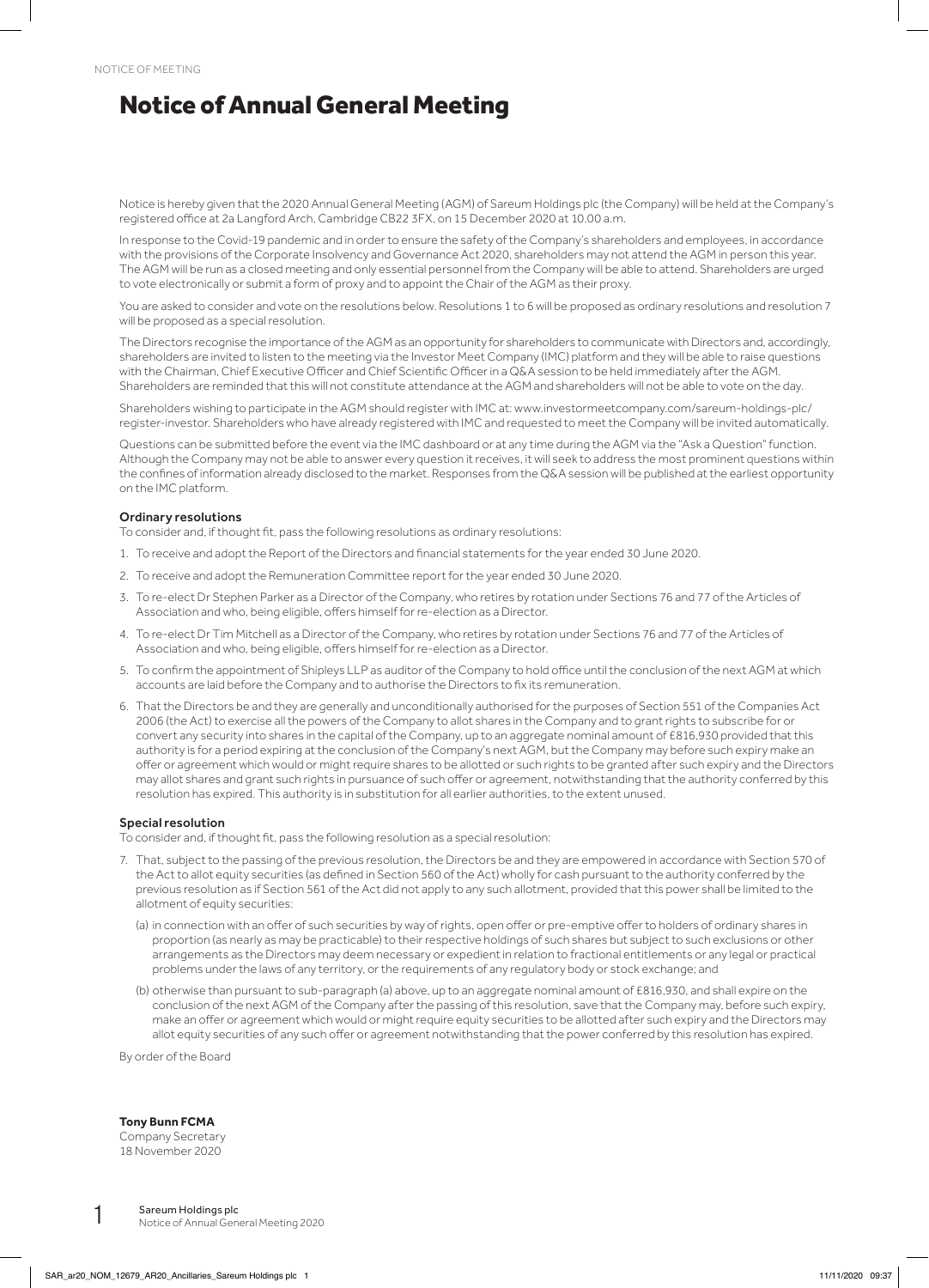# Notice of Annual General Meeting

Notice is hereby given that the 2020 Annual General Meeting (AGM) of Sareum Holdings plc (the Company) will be held at the Company's registered office at 2a Langford Arch, Cambridge CB22 3FX, on 15 December 2020 at 10.00 a.m.

In response to the Covid-19 pandemic and in order to ensure the safety of the Company's shareholders and employees, in accordance with the provisions of the Corporate Insolvency and Governance Act 2020, shareholders may not attend the AGM in person this year. The AGM will be run as a closed meeting and only essential personnel from the Company will be able to attend. Shareholders are urged to vote electronically or submit a form of proxy and to appoint the Chair of the AGM as their proxy.

You are asked to consider and vote on the resolutions below. Resolutions 1 to 6 will be proposed as ordinary resolutions and resolution 7 will be proposed as a special resolution.

The Directors recognise the importance of the AGM as an opportunity for shareholders to communicate with Directors and, accordingly, shareholders are invited to listen to the meeting via the Investor Meet Company (IMC) platform and they will be able to raise questions with the Chairman, Chief Executive Officer and Chief Scientific Officer in a Q&A session to be held immediately after the AGM. Shareholders are reminded that this will not constitute attendance at the AGM and shareholders will not be able to vote on the day.

Shareholders wishing to participate in the AGM should register with IMC at: www.investormeetcompany.com/sareum-holdings-plc/register-investor. Shareholders who have already registered with IMC and requested to meet the Company will be invited automatically.

Questions can be submitted before the event via the IMC dashboard or at any time during the AGM via the "Ask a Question" function. Although the Company may not be able to answer every question it receives, it will seek to address the most prominent questions within the confines of information already disclosed to the market. Responses from the Q&A session will be published at the earliest opportunity on the IMC platform.

### Ordinary resolutions

To consider and, if thought fit, pass the following resolutions as ordinary resolutions:

1. To receive and adopt the Report of the Directors and financial statements for the year ended 30 June 2020.
2. To receive and adopt the Remuneration Committee report for the year ended 30 June 2020.
3. To re-elect Dr Stephen Parker as a Director of the Company, who retires by rotation under Sections 76 and 77 of the Articles of Association and who, being eligible, offers himself for re-election as a Director.
4. To re-elect Dr Tim Mitchell as a Director of the Company, who retires by rotation under Sections 76 and 77 of the Articles of Association and who, being eligible, offers himself for re-election as a Director.
5. To confirm the appointment of Shipleys LLP as auditor of the Company to hold office until the conclusion of the next AGM at which accounts are laid before the Company and to authorise the Directors to fix its remuneration.
6. That the Directors be and they are generally and unconditionally authorised for the purposes of Section 551 of the Companies Act 2006 (the Act) to exercise all the powers of the Company to allot shares in the Company and to grant rights to subscribe for or convert any security into shares in the capital of the Company, up to an aggregate nominal amount of £816,930 provided that this authority is for a period expiring at the conclusion of the Company's next AGM, but the Company may before such expiry make an offer or agreement which would or might require shares to be allotted or such rights to be granted after such expiry and the Directors may allot shares and grant such rights in pursuance of such offer or agreement, notwithstanding that the authority conferred by this resolution has expired. This authority is in substitution for all earlier authorities, to the extent unused.

### Special resolution

To consider and, if thought fit, pass the following resolution as a special resolution:

7. That, subject to the passing of the previous resolution, the Directors be and they are empowered in accordance with Section 570 of the Act to allot equity securities (as defined in Section 560 of the Act) wholly for cash pursuant to the authority conferred by the previous resolution as if Section 561 of the Act did not apply to any such allotment, provided that this power shall be limited to the allotment of equity securities:

   (a) in connection with an offer of such securities by way of rights, open offer or pre-emptive offer to holders of ordinary shares in proportion (as nearly as may be practicable) to their respective holdings of such shares but subject to such exclusions or other arrangements as the Directors may deem necessary or expedient in relation to fractional entitlements or any legal or practical problems under the laws of any territory, or the requirements of any regulatory body or stock exchange; and

   (b) otherwise than pursuant to sub-paragraph (a) above, up to an aggregate nominal amount of £816,930, and shall expire on the conclusion of the next AGM of the Company after the passing of this resolution, save that the Company may, before such expiry, make an offer or agreement which would or might require equity securities to be allotted after such expiry and the Directors may allot equity securities of any such offer or agreement notwithstanding that the power conferred by this resolution has expired.

By order of the Board

**Tony Bunn FCMA**
Company Secretary
18 November 2020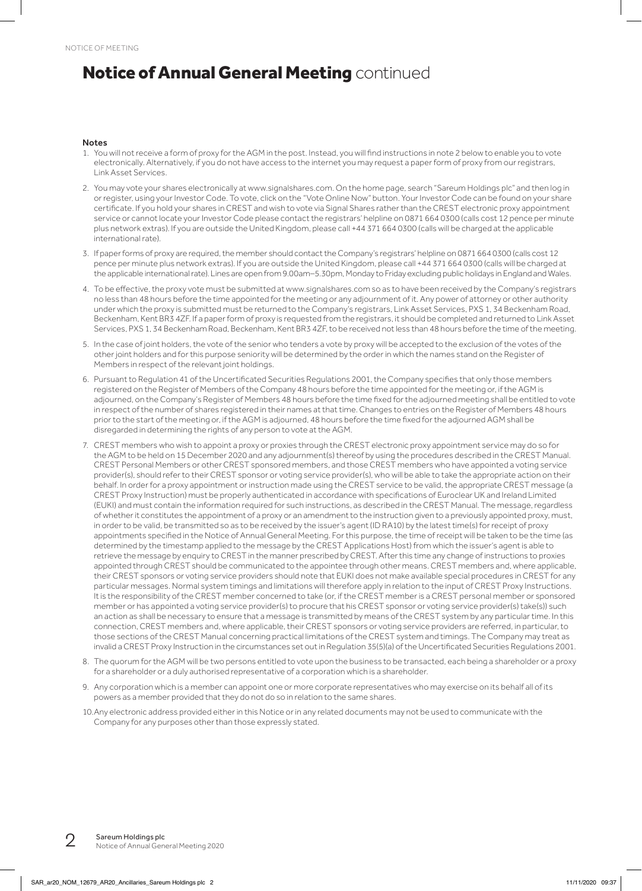# Notice of Annual General Meeting continued

### Notes

1. You will not receive a form of proxy for the AGM in the post. Instead, you will find instructions in note 2 below to enable you to vote electronically. Alternatively, if you do not have access to the internet you may request a paper form of proxy from our registrars, Link Asset Services.
2. You may vote your shares electronically at www.signalshares.com. On the home page, search "Sareum Holdings plc" and then log in or register, using your Investor Code. To vote, click on the "Vote Online Now" button. Your Investor Code can be found on your share certificate. If you hold your shares in CREST and wish to vote via Signal Shares rather than the CREST electronic proxy appointment service or cannot locate your Investor Code please contact the registrars' helpline on 0871 664 0300 (calls cost 12 pence per minute plus network extras). If you are outside the United Kingdom, please call +44 371 664 0300 (calls will be charged at the applicable international rate).
3. If paper forms of proxy are required, the member should contact the Company's registrars' helpline on 0871 664 0300 (calls cost 12 pence per minute plus network extras). If you are outside the United Kingdom, please call +44 371 664 0300 (calls will be charged at the applicable international rate). Lines are open from 9.00am–5.30pm, Monday to Friday excluding public holidays in England and Wales.
4. To be effective, the proxy vote must be submitted at www.signalshares.com so as to have been received by the Company's registrars no less than 48 hours before the time appointed for the meeting or any adjournment of it. Any power of attorney or other authority under which the proxy is submitted must be returned to the Company's registrars, Link Asset Services, PXS 1, 34 Beckenham Road, Beckenham, Kent BR3 4ZF. If a paper form of proxy is requested from the registrars, it should be completed and returned to Link Asset Services, PXS 1, 34 Beckenham Road, Beckenham, Kent BR3 4ZF, to be received not less than 48 hours before the time of the meeting.
5. In the case of joint holders, the vote of the senior who tenders a vote by proxy will be accepted to the exclusion of the votes of the other joint holders and for this purpose seniority will be determined by the order in which the names stand on the Register of Members in respect of the relevant joint holdings.
6. Pursuant to Regulation 41 of the Uncertificated Securities Regulations 2001, the Company specifies that only those members registered on the Register of Members of the Company 48 hours before the time appointed for the meeting or, if the AGM is adjourned, on the Company's Register of Members 48 hours before the time fixed for the adjourned meeting shall be entitled to vote in respect of the number of shares registered in their names at that time. Changes to entries on the Register of Members 48 hours prior to the start of the meeting or, if the AGM is adjourned, 48 hours before the time fixed for the adjourned AGM shall be disregarded in determining the rights of any person to vote at the AGM.
7. CREST members who wish to appoint a proxy or proxies through the CREST electronic proxy appointment service may do so for the AGM to be held on 15 December 2020 and any adjournment(s) thereof by using the procedures described in the CREST Manual. CREST Personal Members or other CREST sponsored members, and those CREST members who have appointed a voting service provider(s), should refer to their CREST sponsor or voting service provider(s), who will be able to take the appropriate action on their behalf. In order for a proxy appointment or instruction made using the CREST service to be valid, the appropriate CREST message (a CREST Proxy Instruction) must be properly authenticated in accordance with specifications of Euroclear UK and Ireland Limited (EUKI) and must contain the information required for such instructions, as described in the CREST Manual. The message, regardless of whether it constitutes the appointment of a proxy or an amendment to the instruction given to a previously appointed proxy, must, in order to be valid, be transmitted so as to be received by the issuer's agent (ID RA10) by the latest time(s) for receipt of proxy appointments specified in the Notice of Annual General Meeting. For this purpose, the time of receipt will be taken to be the time (as determined by the timestamp applied to the message by the CREST Applications Host) from which the issuer's agent is able to retrieve the message by enquiry to CREST in the manner prescribed by CREST. After this time any change of instructions to proxies appointed through CREST should be communicated to the appointee through other means. CREST members and, where applicable, their CREST sponsors or voting service providers should note that EUKI does not make available special procedures in CREST for any particular messages. Normal system timings and limitations will therefore apply in relation to the input of CREST Proxy Instructions. It is the responsibility of the CREST member concerned to take (or, if the CREST member is a CREST personal member or sponsored member or has appointed a voting service provider(s) to procure that his CREST sponsor or voting service provider(s) take(s)) such an action as shall be necessary to ensure that a message is transmitted by means of the CREST system by any particular time. In this connection, CREST members and, where applicable, their CREST sponsors or voting service providers are referred, in particular, to those sections of the CREST Manual concerning practical limitations of the CREST system and timings. The Company may treat as invalid a CREST Proxy Instruction in the circumstances set out in Regulation 35(5)(a) of the Uncertificated Securities Regulations 2001.
8. The quorum for the AGM will be two persons entitled to vote upon the business to be transacted, each being a shareholder or a proxy for a shareholder or a duly authorised representative of a corporation which is a shareholder.
9. Any corporation which is a member can appoint one or more corporate representatives who may exercise on its behalf all of its powers as a member provided that they do not do so in relation to the same shares.
10. Any electronic address provided either in this Notice or in any related documents may not be used to communicate with the Company for any purposes other than those expressly stated.